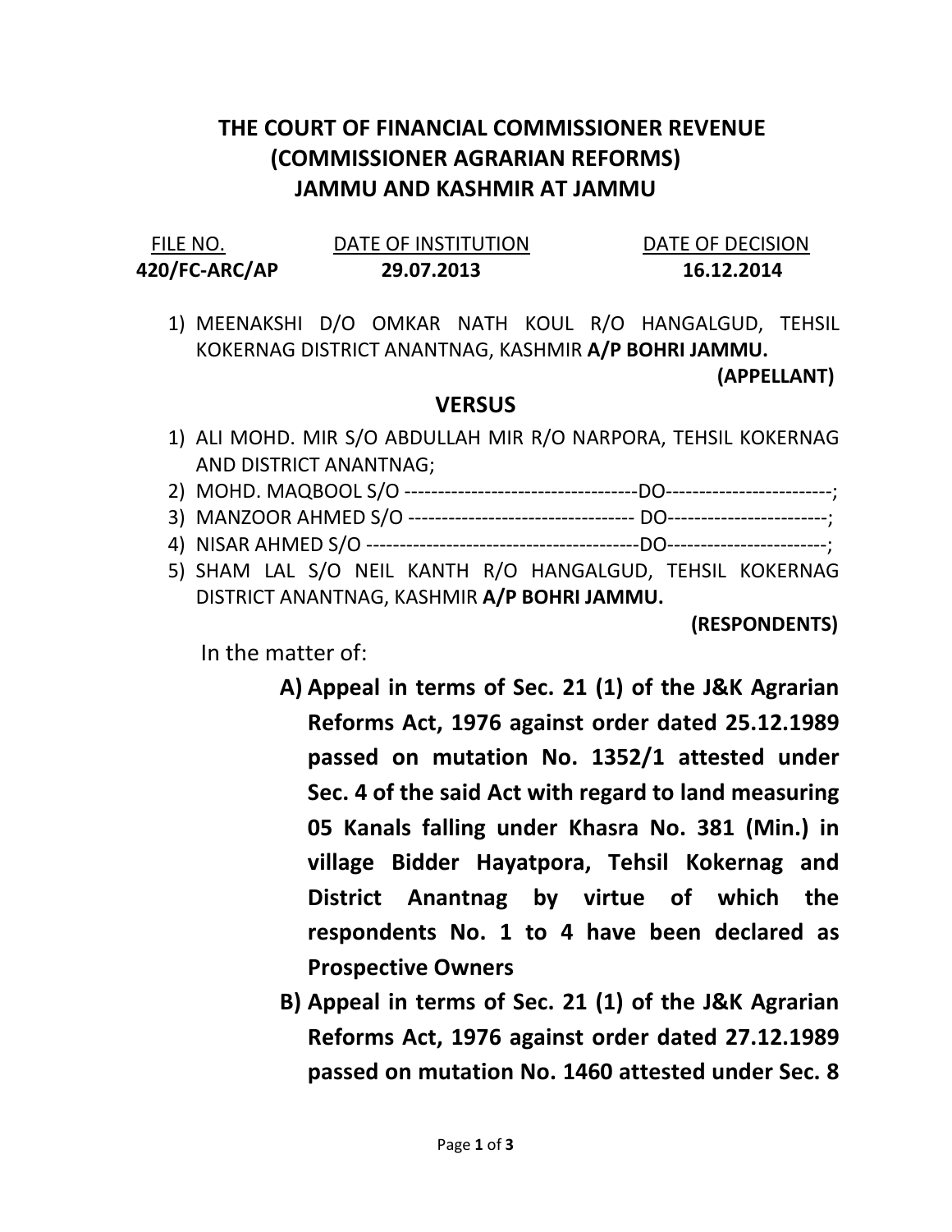# THE COURT OF FINANCIAL COMMISSIONER REVENUE (COMMISSIONER AGRARIAN REFORMS) JAMMU AND KASHMIR AT JAMMU

| FILE NO. | DATE OF INSTITUTION | DATE OF DECISION |
|---|---|---|
| **420/FC-ARC/AP** | **29.07.2013** | **16.12.2014** |

1) MEENAKSHI D/O OMKAR NATH KOUL R/O HANGALGUD, TEHSIL KOKERNAG DISTRICT ANANTNAG, KASHMIR **A/P BOHRI JAMMU.**

**(APPELLANT)**

## VERSUS

1) ALI MOHD. MIR S/O ABDULLAH MIR R/O NARPORA, TEHSIL KOKERNAG AND DISTRICT ANANTNAG;
2) MOHD. MAQBOOL S/O ----------------------------------DO------------------------;
3) MANZOOR AHMED S/O --------------------------------- DO-----------------------;
4) NISAR AHMED S/O ----------------------------------------DO-----------------------;
5) SHAM LAL S/O NEIL KANTH R/O HANGALGUD, TEHSIL KOKERNAG DISTRICT ANANTNAG, KASHMIR **A/P BOHRI JAMMU.**

**(RESPONDENTS)**

In the matter of:

**A) Appeal in terms of Sec. 21 (1) of the J&K Agrarian Reforms Act, 1976 against order dated 25.12.1989 passed on mutation No. 1352/1 attested under Sec. 4 of the said Act with regard to land measuring 05 Kanals falling under Khasra No. 381 (Min.) in village Bidder Hayatpora, Tehsil Kokernag and District Anantnag by virtue of which the respondents No. 1 to 4 have been declared as Prospective Owners**

**B) Appeal in terms of Sec. 21 (1) of the J&K Agrarian Reforms Act, 1976 against order dated 27.12.1989 passed on mutation No. 1460 attested under Sec. 8**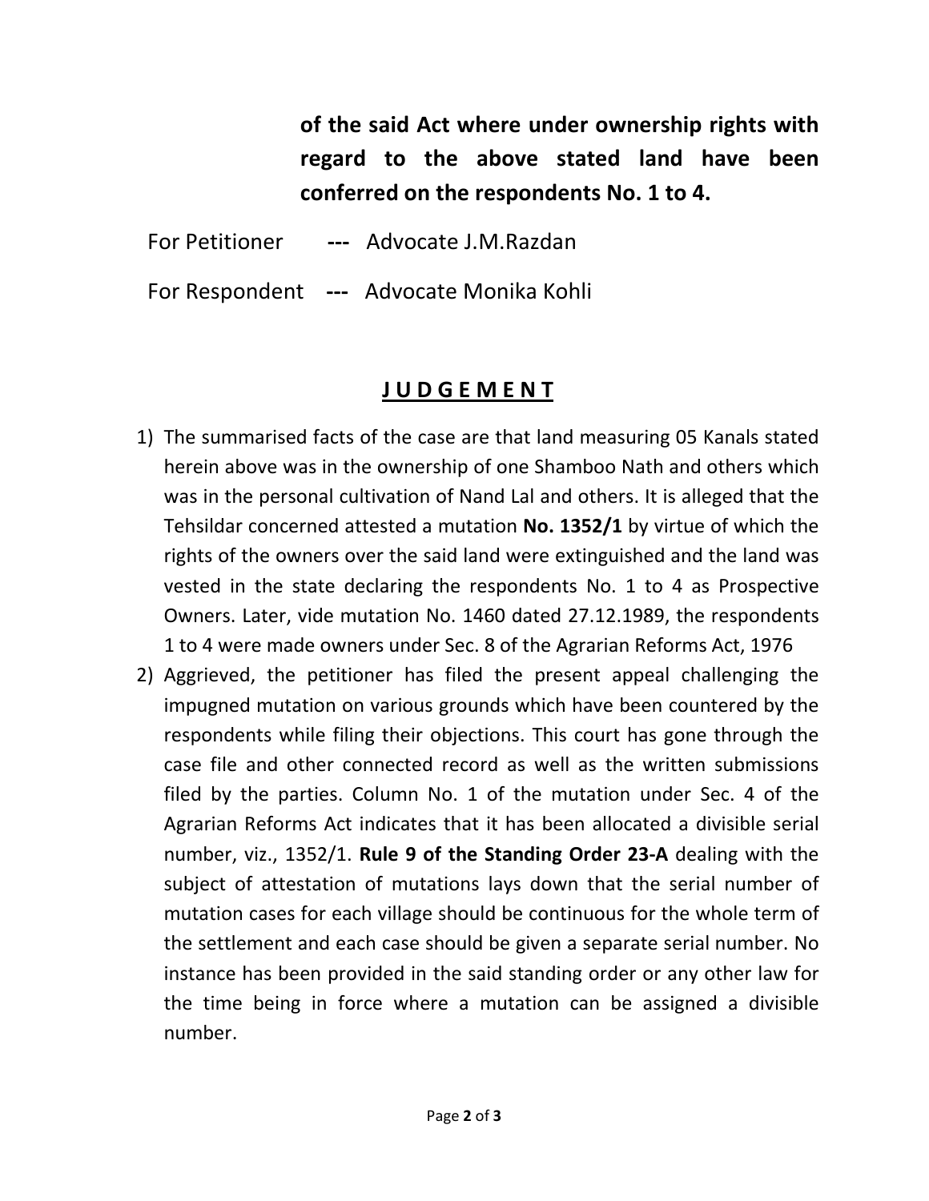**of the said Act where under ownership rights with regard to the above stated land have been conferred on the respondents No. 1 to 4.**

For Petitioner --- Advocate J.M.Razdan

For Respondent --- Advocate Monika Kohli

## J U D G E M E N T

1) The summarised facts of the case are that land measuring 05 Kanals stated herein above was in the ownership of one Shamboo Nath and others which was in the personal cultivation of Nand Lal and others. It is alleged that the Tehsildar concerned attested a mutation **No. 1352/1** by virtue of which the rights of the owners over the said land were extinguished and the land was vested in the state declaring the respondents No. 1 to 4 as Prospective Owners. Later, vide mutation No. 1460 dated 27.12.1989, the respondents 1 to 4 were made owners under Sec. 8 of the Agrarian Reforms Act, 1976
2) Aggrieved, the petitioner has filed the present appeal challenging the impugned mutation on various grounds which have been countered by the respondents while filing their objections. This court has gone through the case file and other connected record as well as the written submissions filed by the parties. Column No. 1 of the mutation under Sec. 4 of the Agrarian Reforms Act indicates that it has been allocated a divisible serial number, viz., 1352/1. **Rule 9 of the Standing Order 23-A** dealing with the subject of attestation of mutations lays down that the serial number of mutation cases for each village should be continuous for the whole term of the settlement and each case should be given a separate serial number. No instance has been provided in the said standing order or any other law for the time being in force where a mutation can be assigned a divisible number.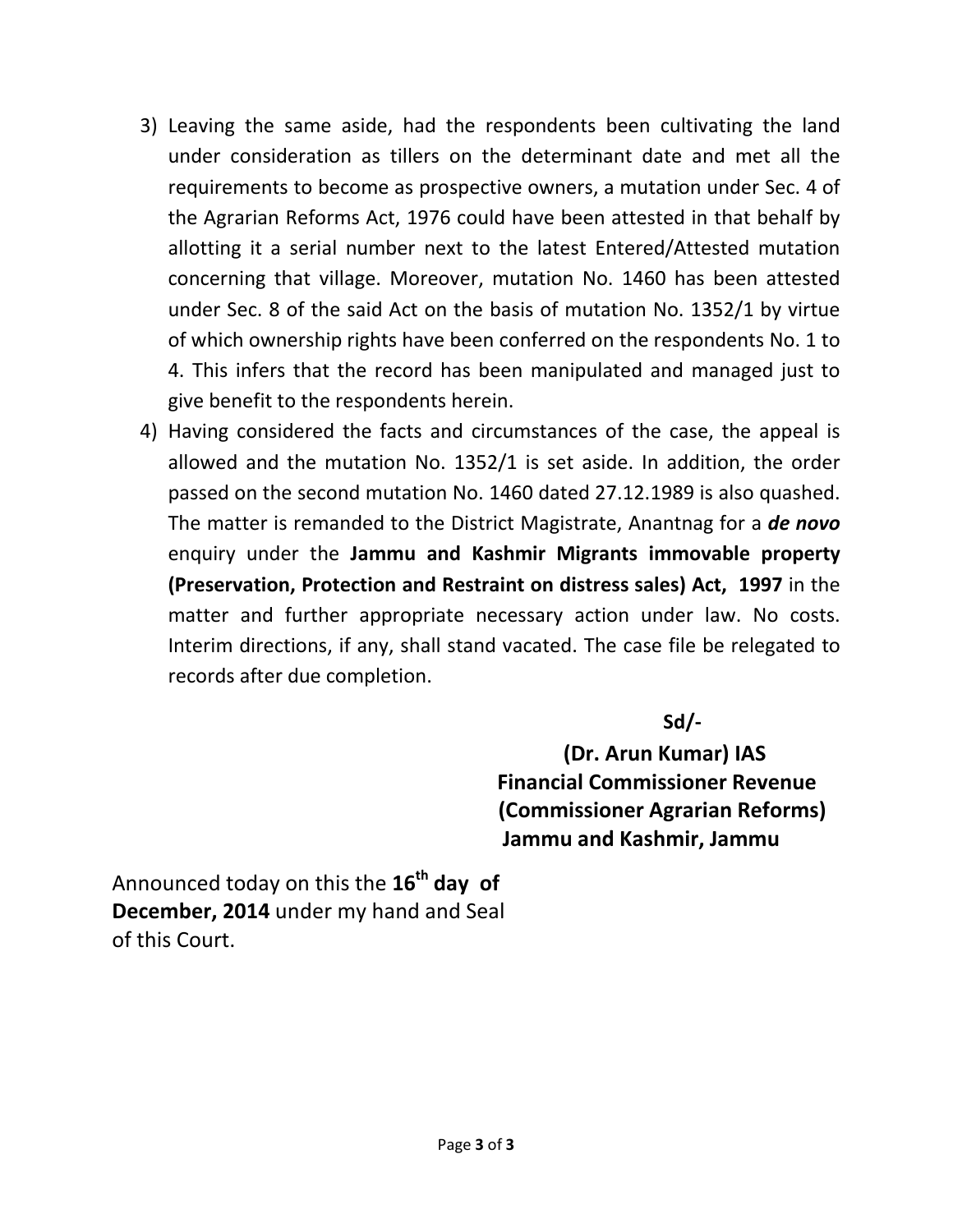3) Leaving the same aside, had the respondents been cultivating the land under consideration as tillers on the determinant date and met all the requirements to become as prospective owners, a mutation under Sec. 4 of the Agrarian Reforms Act, 1976 could have been attested in that behalf by allotting it a serial number next to the latest Entered/Attested mutation concerning that village. Moreover, mutation No. 1460 has been attested under Sec. 8 of the said Act on the basis of mutation No. 1352/1 by virtue of which ownership rights have been conferred on the respondents No. 1 to 4. This infers that the record has been manipulated and managed just to give benefit to the respondents herein.
4) Having considered the facts and circumstances of the case, the appeal is allowed and the mutation No. 1352/1 is set aside. In addition, the order passed on the second mutation No. 1460 dated 27.12.1989 is also quashed. The matter is remanded to the District Magistrate, Anantnag for a ***de novo*** enquiry under the **Jammu and Kashmir Migrants immovable property (Preservation, Protection and Restraint on distress sales) Act, 1997** in the matter and further appropriate necessary action under law. No costs. Interim directions, if any, shall stand vacated. The case file be relegated to records after due completion.

**Sd/-**

**(Dr. Arun Kumar) IAS**
**Financial Commissioner Revenue**
**(Commissioner Agrarian Reforms)**
**Jammu and Kashmir, Jammu**

Announced today on this the **16th day of December, 2014** under my hand and Seal of this Court.